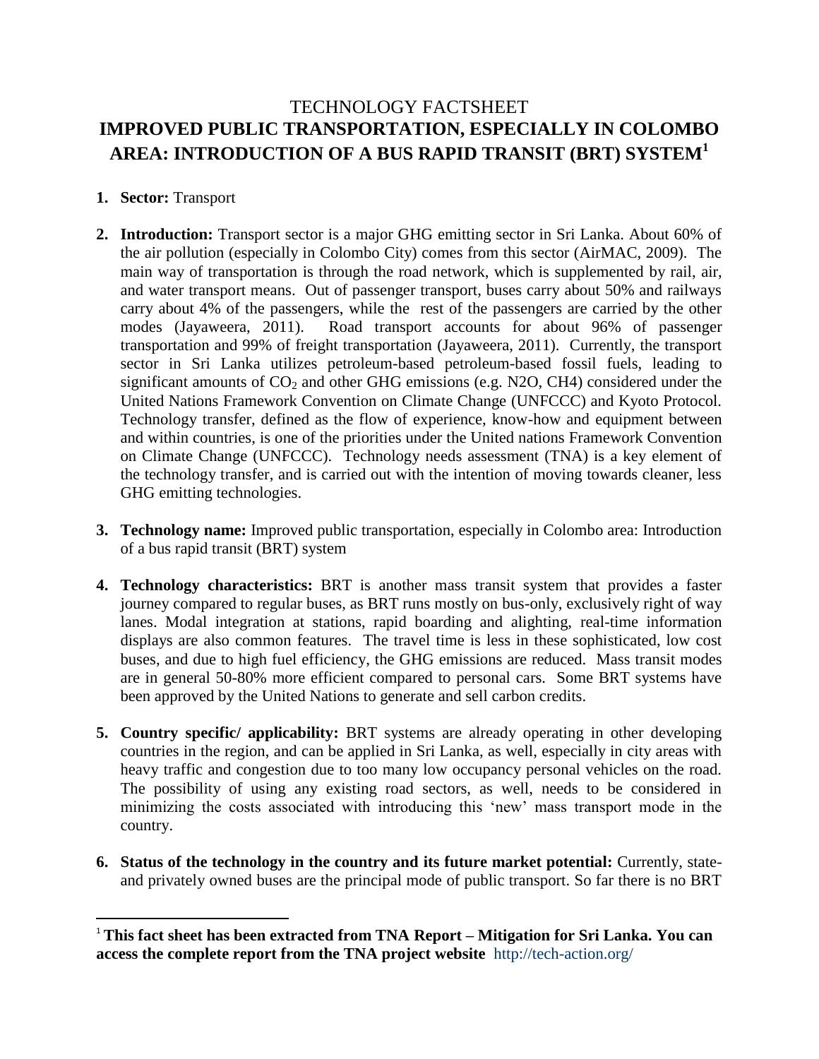# TECHNOLOGY FACTSHEET

# IMPROVED PUBLIC TRANSPORTATION, ESPECIALLY IN COLOMBO AREA: INTRODUCTION OF A BUS RAPID TRANSIT (BRT) SYSTEM[1]

1. **Sector:** Transport

2. **Introduction:** Transport sector is a major GHG emitting sector in Sri Lanka. About 60% of the air pollution (especially in Colombo City) comes from this sector (AirMAC, 2009). The main way of transportation is through the road network, which is supplemented by rail, air, and water transport means. Out of passenger transport, buses carry about 50% and railways carry about 4% of the passengers, while the rest of the passengers are carried by the other modes (Jayaweera, 2011). Road transport accounts for about 96% of passenger transportation and 99% of freight transportation (Jayaweera, 2011). Currently, the transport sector in Sri Lanka utilizes petroleum-based petroleum-based fossil fuels, leading to significant amounts of $CO_2$ and other GHG emissions (e.g. N2O, CH4) considered under the United Nations Framework Convention on Climate Change (UNFCCC) and Kyoto Protocol. Technology transfer, defined as the flow of experience, know-how and equipment between and within countries, is one of the priorities under the United nations Framework Convention on Climate Change (UNFCCC). Technology needs assessment (TNA) is a key element of the technology transfer, and is carried out with the intention of moving towards cleaner, less GHG emitting technologies.

3. **Technology name:** Improved public transportation, especially in Colombo area: Introduction of a bus rapid transit (BRT) system

4. **Technology characteristics:** BRT is another mass transit system that provides a faster journey compared to regular buses, as BRT runs mostly on bus-only, exclusively right of way lanes. Modal integration at stations, rapid boarding and alighting, real-time information displays are also common features. The travel time is less in these sophisticated, low cost buses, and due to high fuel efficiency, the GHG emissions are reduced. Mass transit modes are in general 50-80% more efficient compared to personal cars. Some BRT systems have been approved by the United Nations to generate and sell carbon credits.

5. **Country specific/ applicability:** BRT systems are already operating in other developing countries in the region, and can be applied in Sri Lanka, as well, especially in city areas with heavy traffic and congestion due to too many low occupancy personal vehicles on the road. The possibility of using any existing road sectors, as well, needs to be considered in minimizing the costs associated with introducing this 'new' mass transport mode in the country.

6. **Status of the technology in the country and its future market potential:** Currently, state- and privately owned buses are the principal mode of public transport. So far there is no BRT

---

[1] **This fact sheet has been extracted from TNA Report – Mitigation for Sri Lanka. You can access the complete report from the TNA project website** http://tech-action.org/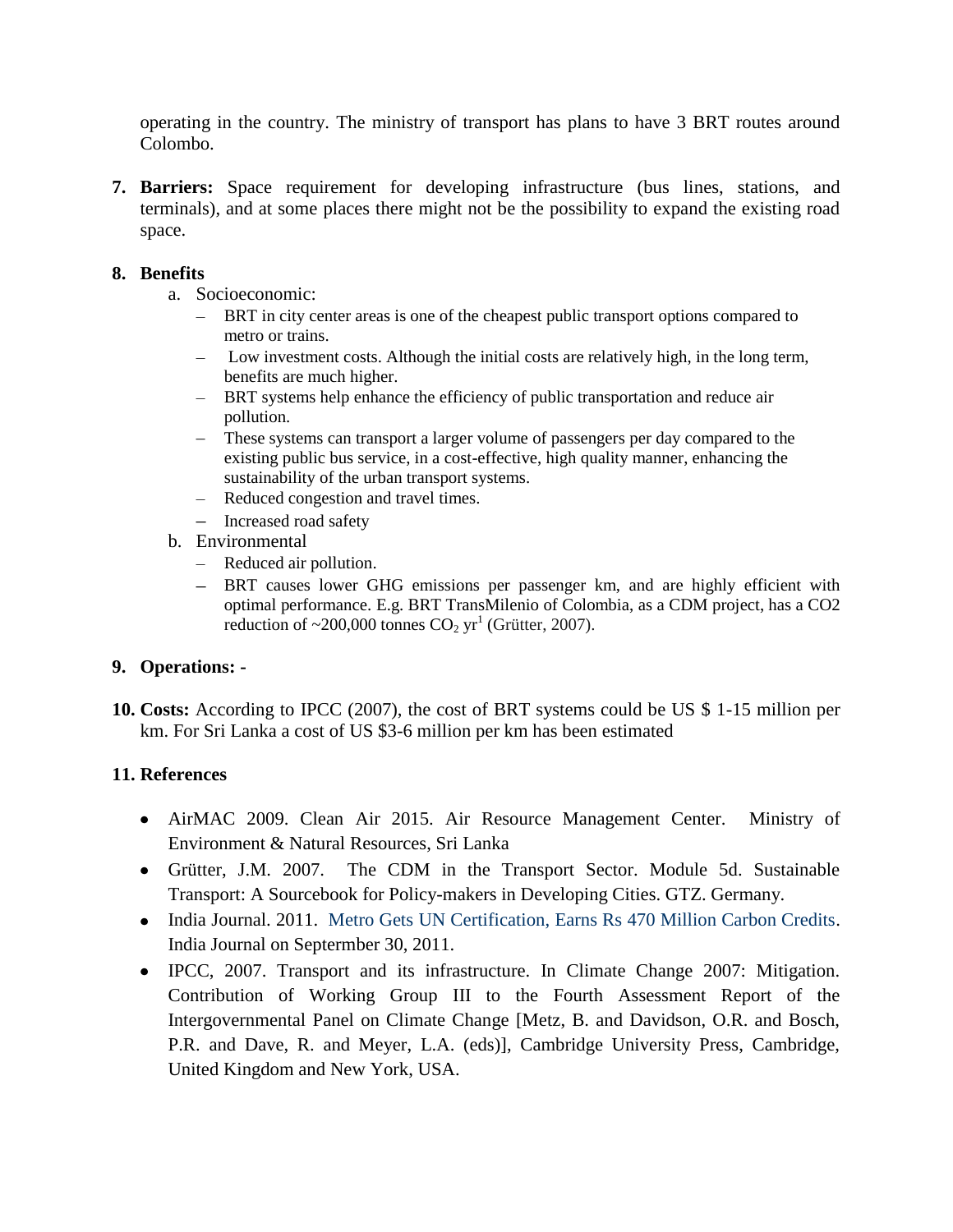operating in the country. The ministry of transport has plans to have 3 BRT routes around Colombo.

7. **Barriers:** Space requirement for developing infrastructure (bus lines, stations, and terminals), and at some places there might not be the possibility to expand the existing road space.

8. **Benefits**
   a. Socioeconomic:
      - BRT in city center areas is one of the cheapest public transport options compared to metro or trains.
      - Low investment costs. Although the initial costs are relatively high, in the long term, benefits are much higher.
      - BRT systems help enhance the efficiency of public transportation and reduce air pollution.
      - These systems can transport a larger volume of passengers per day compared to the existing public bus service, in a cost-effective, high quality manner, enhancing the sustainability of the urban transport systems.
      - Reduced congestion and travel times.
      - Increased road safety
   b. Environmental
      - Reduced air pollution.
      - BRT causes lower GHG emissions per passenger km, and are highly efficient with optimal performance. E.g. BRT TransMilenio of Colombia, as a CDM project, has a CO2 reduction of ~200,000 tonnes $CO_2$ $yr^1$ (Grütter, 2007).

9. **Operations: -**

10. **Costs:** According to IPCC (2007), the cost of BRT systems could be US $ 1-15 million per km. For Sri Lanka a cost of US $3-6 million per km has been estimated

11. **References**

- AirMAC 2009. Clean Air 2015. Air Resource Management Center. Ministry of Environment & Natural Resources, Sri Lanka
- Grütter, J.M. 2007. The CDM in the Transport Sector. Module 5d. Sustainable Transport: A Sourcebook for Policy-makers in Developing Cities. GTZ. Germany.
- India Journal. 2011. Metro Gets UN Certification, Earns Rs 470 Million Carbon Credits. India Journal on Septermber 30, 2011.
- IPCC, 2007. Transport and its infrastructure. In Climate Change 2007: Mitigation. Contribution of Working Group III to the Fourth Assessment Report of the Intergovernmental Panel on Climate Change [Metz, B. and Davidson, O.R. and Bosch, P.R. and Dave, R. and Meyer, L.A. (eds)], Cambridge University Press, Cambridge, United Kingdom and New York, USA.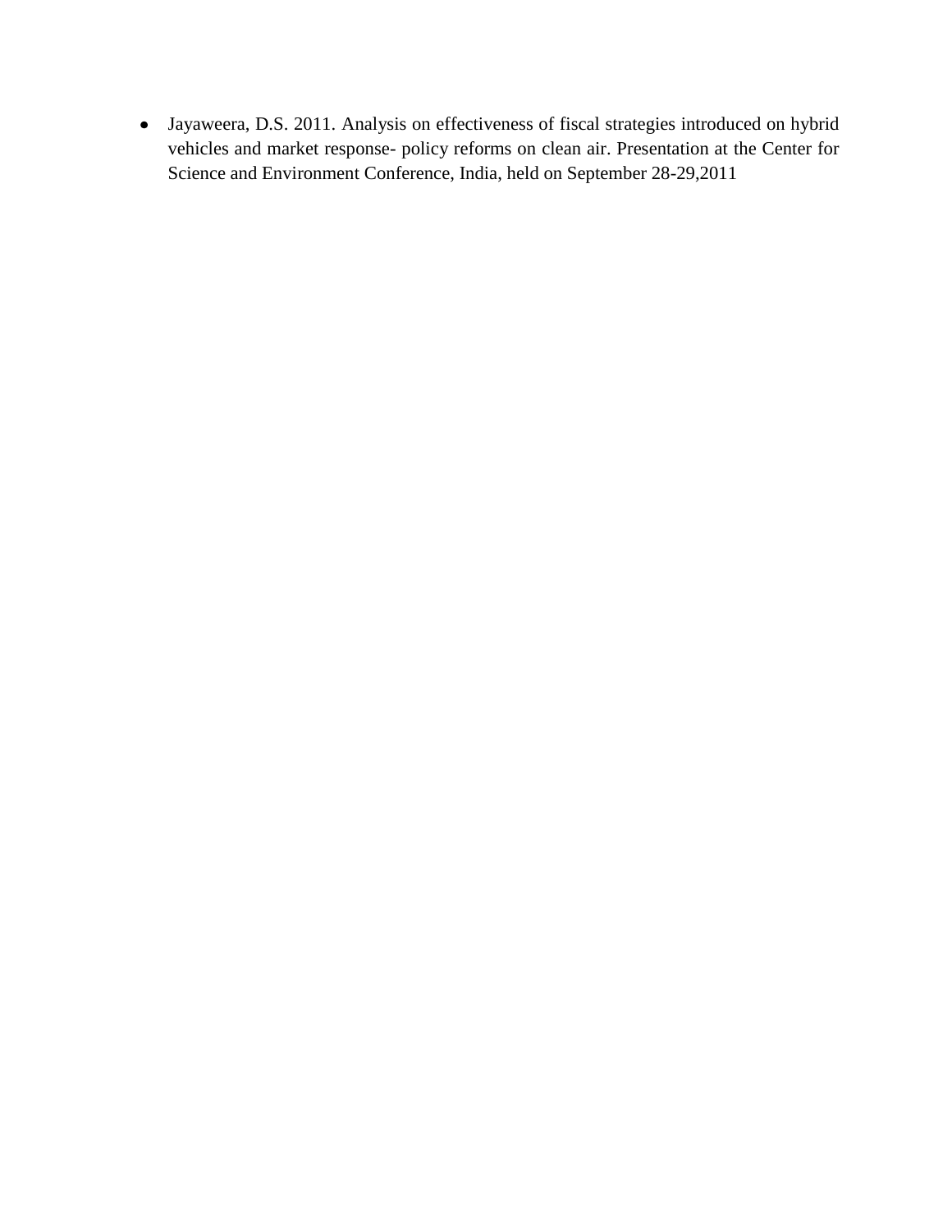- Jayaweera, D.S. 2011. Analysis on effectiveness of fiscal strategies introduced on hybrid vehicles and market response- policy reforms on clean air. Presentation at the Center for Science and Environment Conference, India, held on September 28-29,2011